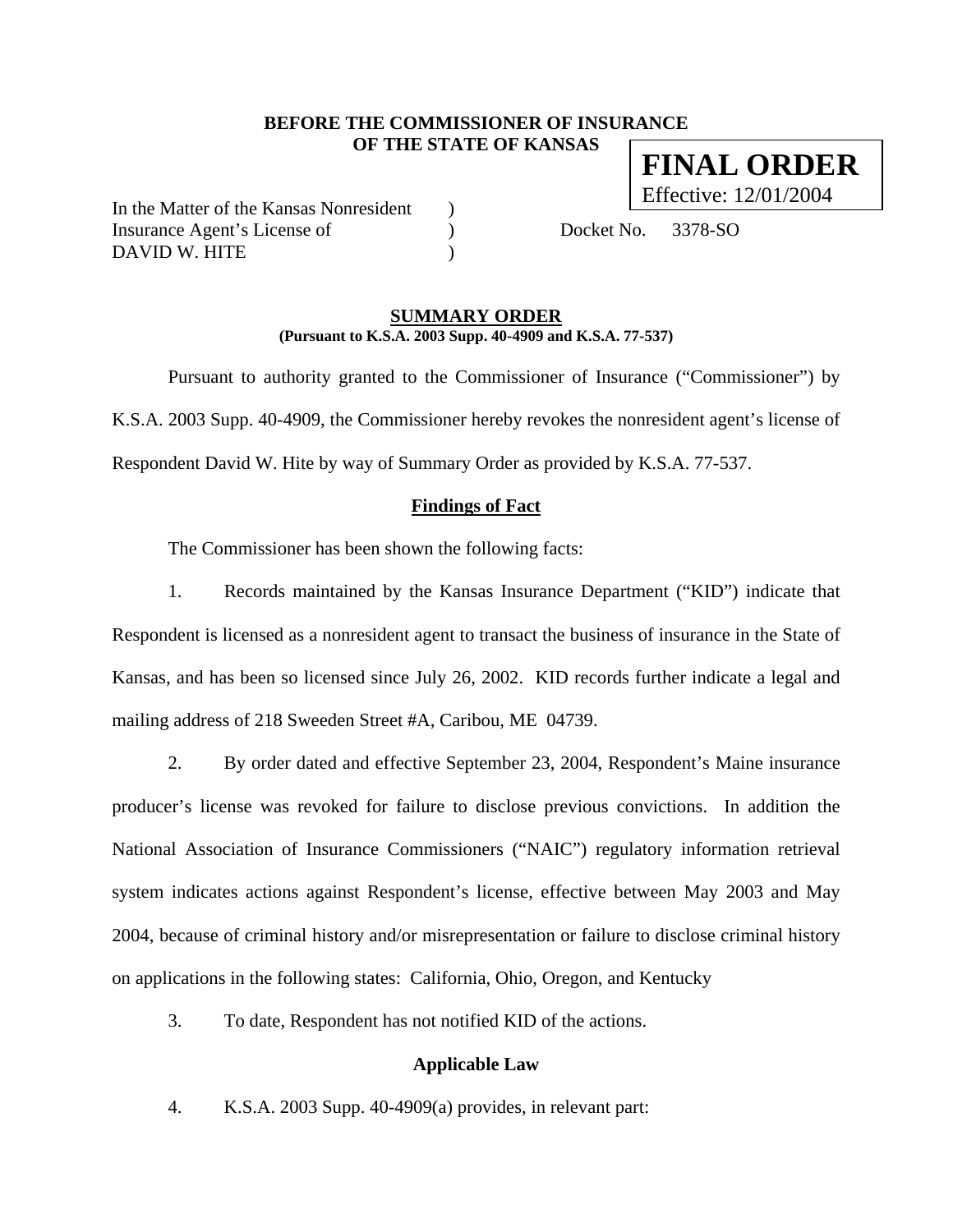**BEFORE THE COMMISSIONER OF INSURANCE**
**OF THE STATE OF KANSAS**

**FINAL ORDER**
Effective: 12/01/2004

In the Matter of the Kansas Nonresident )
Insurance Agent's License of ) Docket No. 3378-SO
DAVID W. HITE )

## SUMMARY ORDER

**(Pursuant to K.S.A. 2003 Supp. 40-4909 and K.S.A. 77-537)**

Pursuant to authority granted to the Commissioner of Insurance ("Commissioner") by K.S.A. 2003 Supp. 40-4909, the Commissioner hereby revokes the nonresident agent's license of Respondent David W. Hite by way of Summary Order as provided by K.S.A. 77-537.

### Findings of Fact

The Commissioner has been shown the following facts:

1. Records maintained by the Kansas Insurance Department ("KID") indicate that Respondent is licensed as a nonresident agent to transact the business of insurance in the State of Kansas, and has been so licensed since July 26, 2002. KID records further indicate a legal and mailing address of 218 Sweeden Street #A, Caribou, ME 04739.

2. By order dated and effective September 23, 2004, Respondent's Maine insurance producer's license was revoked for failure to disclose previous convictions. In addition the National Association of Insurance Commissioners ("NAIC") regulatory information retrieval system indicates actions against Respondent's license, effective between May 2003 and May 2004, because of criminal history and/or misrepresentation or failure to disclose criminal history on applications in the following states: California, Ohio, Oregon, and Kentucky

3. To date, Respondent has not notified KID of the actions.

### Applicable Law

4. K.S.A. 2003 Supp. 40-4909(a) provides, in relevant part: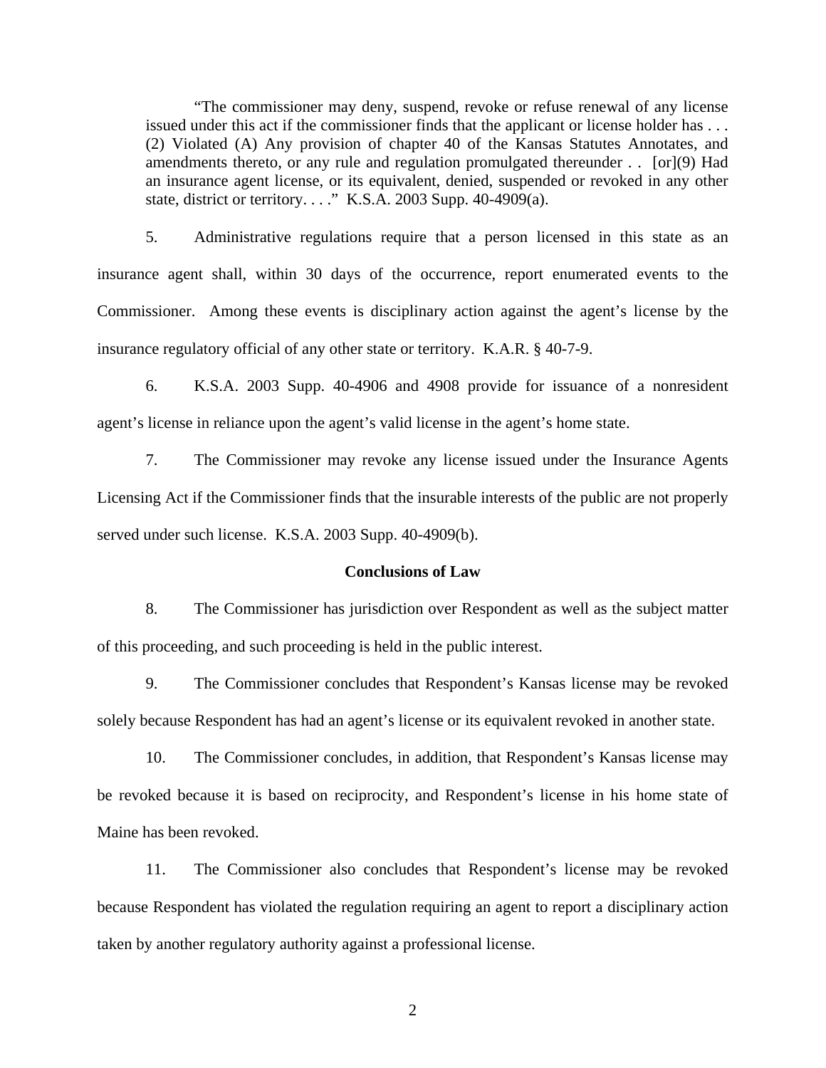> "The commissioner may deny, suspend, revoke or refuse renewal of any license issued under this act if the commissioner finds that the applicant or license holder has . . . (2) Violated (A) Any provision of chapter 40 of the Kansas Statutes Annotates, and amendments thereto, or any rule and regulation promulgated thereunder . . [or](9) Had an insurance agent license, or its equivalent, denied, suspended or revoked in any other state, district or territory. . . ." K.S.A. 2003 Supp. 40-4909(a).

5. Administrative regulations require that a person licensed in this state as an insurance agent shall, within 30 days of the occurrence, report enumerated events to the Commissioner. Among these events is disciplinary action against the agent's license by the insurance regulatory official of any other state or territory. K.A.R. § 40-7-9.

6. K.S.A. 2003 Supp. 40-4906 and 4908 provide for issuance of a nonresident agent's license in reliance upon the agent's valid license in the agent's home state.

7. The Commissioner may revoke any license issued under the Insurance Agents Licensing Act if the Commissioner finds that the insurable interests of the public are not properly served under such license. K.S.A. 2003 Supp. 40-4909(b).

**Conclusions of Law**

8. The Commissioner has jurisdiction over Respondent as well as the subject matter of this proceeding, and such proceeding is held in the public interest.

9. The Commissioner concludes that Respondent's Kansas license may be revoked solely because Respondent has had an agent's license or its equivalent revoked in another state.

10. The Commissioner concludes, in addition, that Respondent's Kansas license may be revoked because it is based on reciprocity, and Respondent's license in his home state of Maine has been revoked.

11. The Commissioner also concludes that Respondent's license may be revoked because Respondent has violated the regulation requiring an agent to report a disciplinary action taken by another regulatory authority against a professional license.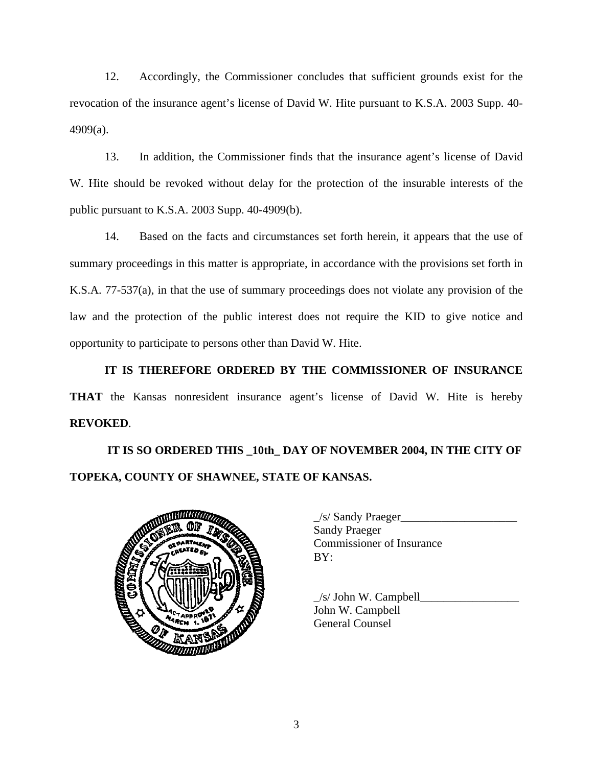12. Accordingly, the Commissioner concludes that sufficient grounds exist for the revocation of the insurance agent's license of David W. Hite pursuant to K.S.A. 2003 Supp. 40-4909(a).

13. In addition, the Commissioner finds that the insurance agent's license of David W. Hite should be revoked without delay for the protection of the insurable interests of the public pursuant to K.S.A. 2003 Supp. 40-4909(b).

14. Based on the facts and circumstances set forth herein, it appears that the use of summary proceedings in this matter is appropriate, in accordance with the provisions set forth in K.S.A. 77-537(a), in that the use of summary proceedings does not violate any provision of the law and the protection of the public interest does not require the KID to give notice and opportunity to participate to persons other than David W. Hite.

**IT IS THEREFORE ORDERED BY THE COMMISSIONER OF INSURANCE THAT** the Kansas nonresident insurance agent's license of David W. Hite is hereby **REVOKED**.

**IT IS SO ORDERED THIS _10th_ DAY OF NOVEMBER 2004, IN THE CITY OF TOPEKA, COUNTY OF SHAWNEE, STATE OF KANSAS.**

_/s/ Sandy Praeger____________________
Sandy Praeger
Commissioner of Insurance
BY:

_/s/ John W. Campbell_________________
John W. Campbell
General Counsel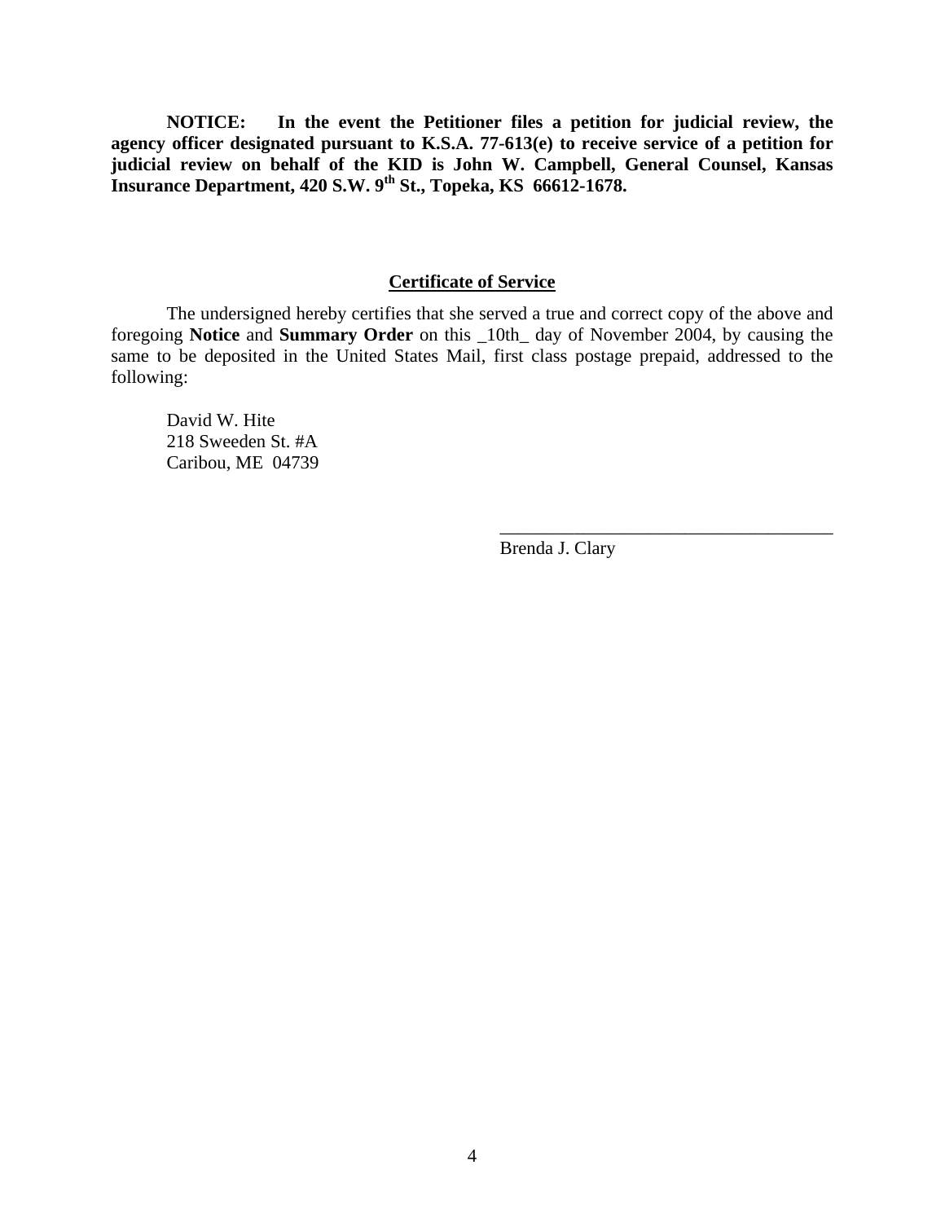**NOTICE: In the event the Petitioner files a petition for judicial review, the agency officer designated pursuant to K.S.A. 77-613(e) to receive service of a petition for judicial review on behalf of the KID is John W. Campbell, General Counsel, Kansas Insurance Department, 420 S.W. 9th St., Topeka, KS 66612-1678.**

## Certificate of Service

The undersigned hereby certifies that she served a true and correct copy of the above and foregoing **Notice** and **Summary Order** on this _10th_ day of November 2004, by causing the same to be deposited in the United States Mail, first class postage prepaid, addressed to the following:

David W. Hite  
218 Sweeden St. #A  
Caribou, ME 04739

_____________________________________  
Brenda J. Clary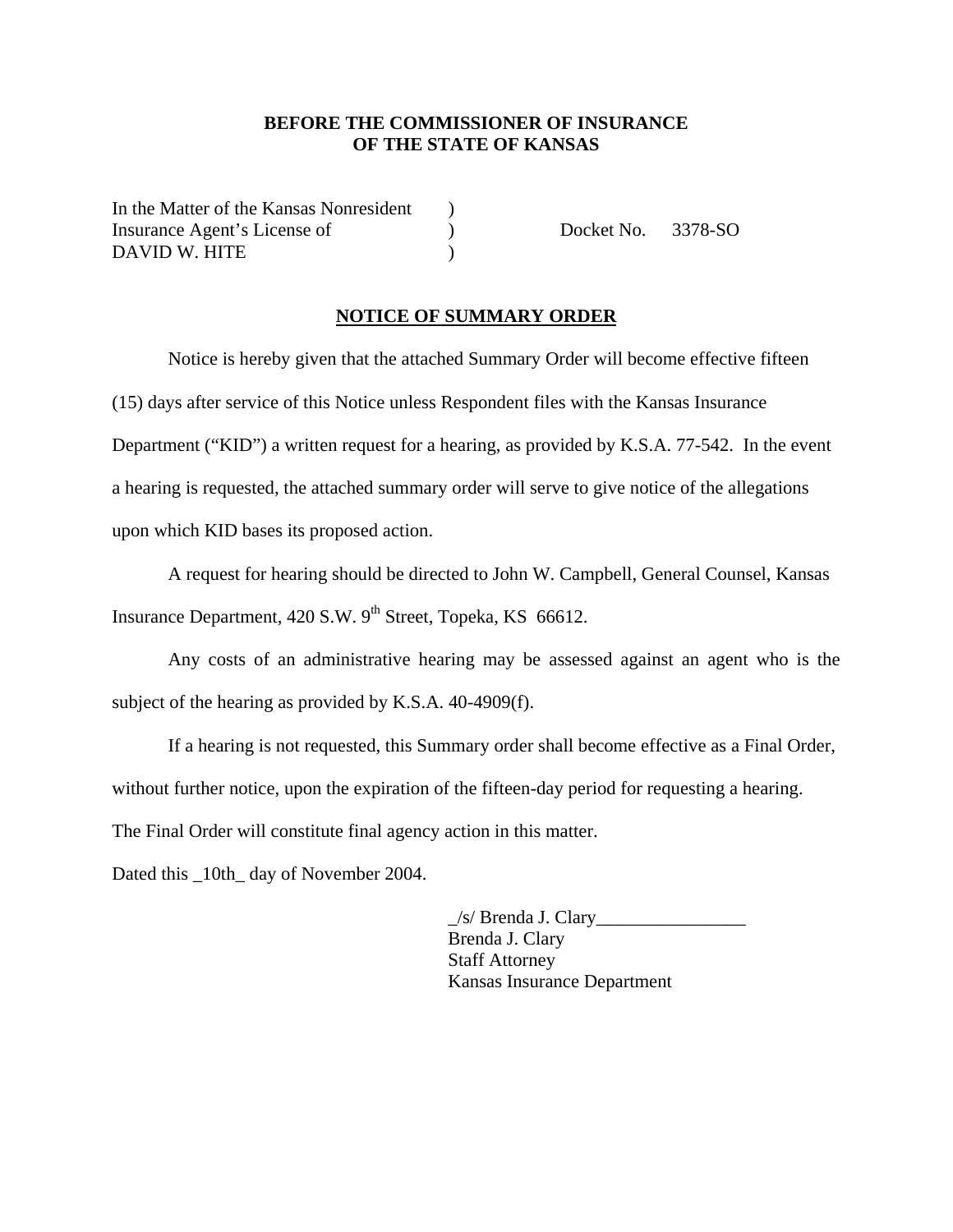**BEFORE THE COMMISSIONER OF INSURANCE**
**OF THE STATE OF KANSAS**

In the Matter of the Kansas Nonresident )
Insurance Agent's License of ) Docket No. 3378-SO
DAVID W. HITE )

## NOTICE OF SUMMARY ORDER

Notice is hereby given that the attached Summary Order will become effective fifteen (15) days after service of this Notice unless Respondent files with the Kansas Insurance Department ("KID") a written request for a hearing, as provided by K.S.A. 77-542. In the event a hearing is requested, the attached summary order will serve to give notice of the allegations upon which KID bases its proposed action.

A request for hearing should be directed to John W. Campbell, General Counsel, Kansas Insurance Department, 420 S.W. 9th Street, Topeka, KS 66612.

Any costs of an administrative hearing may be assessed against an agent who is the subject of the hearing as provided by K.S.A. 40-4909(f).

If a hearing is not requested, this Summary order shall become effective as a Final Order, without further notice, upon the expiration of the fifteen-day period for requesting a hearing. The Final Order will constitute final agency action in this matter.

Dated this _10th_ day of November 2004.

_/s/ Brenda J. Clary________________
Brenda J. Clary
Staff Attorney
Kansas Insurance Department